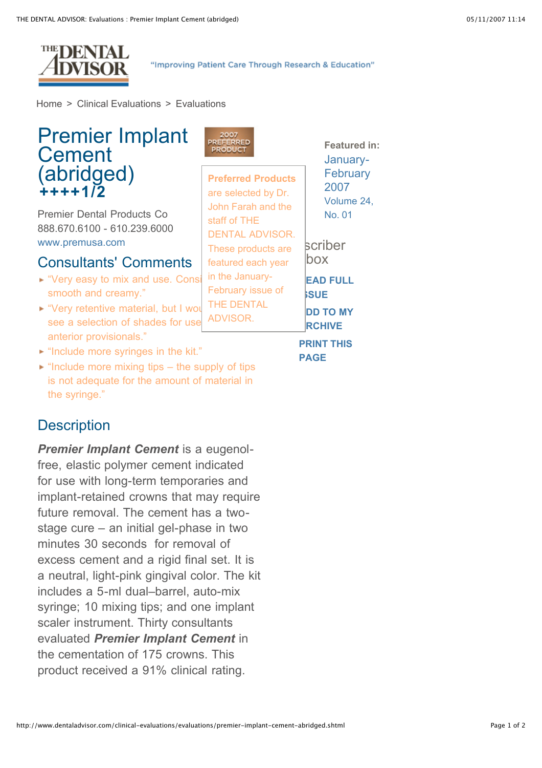THE DENTAL ADVISOR

"Improving Patient Care Through Research & Education"

Home > Clinical Evaluations > Evaluations

# Premier Implant Cement (abridged)

**++++1/2**

2007 PREFERRED PRODUCT

**Preferred Products** are selected by Dr. John Farah and the staff of THE DENTAL ADVISOR. These products are featured each year in the January-February issue of THE DENTAL ADVISOR.

Premier Dental Products Co
888.670.6100 - 610.239.6000
www.premusa.com

**Featured in:**
January-February 2007
Volume 24, No. 01

scriber box

EAD FULL SSUE

DD TO MY RCHIVE

PRINT THIS PAGE

## Consultants' Comments

- "Very easy to mix and use. Consi smooth and creamy."
- "Very retentive material, but I wou see a selection of shades for use anterior provisionals."
- "Include more syringes in the kit."
- "Include more mixing tips – the supply of tips is not adequate for the amount of material in the syringe."

## Description

***Premier Implant Cement*** is a eugenol-free, elastic polymer cement indicated for use with long-term temporaries and implant-retained crowns that may require future removal. The cement has a two-stage cure – an initial gel-phase in two minutes 30 seconds for removal of excess cement and a rigid final set. It is a neutral, light-pink gingival color. The kit includes a 5-ml dual–barrel, auto-mix syringe; 10 mixing tips; and one implant scaler instrument. Thirty consultants evaluated ***Premier Implant Cement*** in the cementation of 175 crowns. This product received a 91% clinical rating.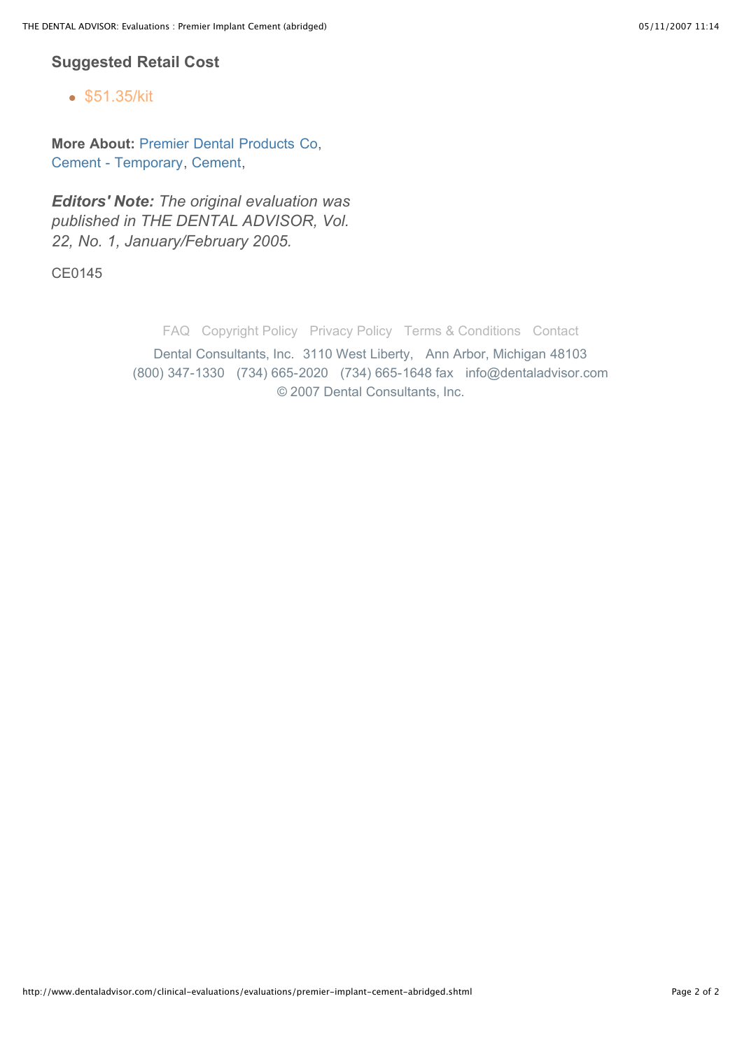### Suggested Retail Cost

- $51.35/kit

**More About:** Premier Dental Products Co, Cement - Temporary, Cement,

***Editors' Note:*** *The original evaluation was published in THE DENTAL ADVISOR, Vol. 22, No. 1, January/February 2005.*

CE0145

FAQ Copyright Policy Privacy Policy Terms & Conditions Contact

Dental Consultants, Inc. 3110 West Liberty, Ann Arbor, Michigan 48103
(800) 347-1330 (734) 665-2020 (734) 665-1648 fax info@dentaladvisor.com
© 2007 Dental Consultants, Inc.